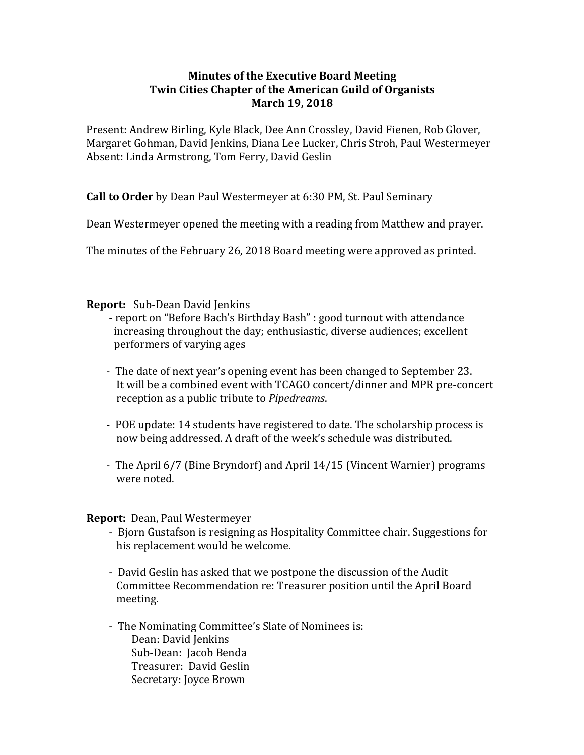**Minutes of the Executive Board Meeting**
**Twin Cities Chapter of the American Guild of Organists**
**March 19, 2018**

Present: Andrew Birling, Kyle Black, Dee Ann Crossley, David Fienen, Rob Glover, Margaret Gohman, David Jenkins, Diana Lee Lucker, Chris Stroh, Paul Westermeyer
Absent: Linda Armstrong, Tom Ferry, David Geslin

**Call to Order** by Dean Paul Westermeyer at 6:30 PM, St. Paul Seminary

Dean Westermeyer opened the meeting with a reading from Matthew and prayer.

The minutes of the February 26, 2018 Board meeting were approved as printed.

**Report:** Sub-Dean David Jenkins

- report on "Before Bach's Birthday Bash" : good turnout with attendance increasing throughout the day; enthusiastic, diverse audiences; excellent performers of varying ages
- The date of next year's opening event has been changed to September 23. It will be a combined event with TCAGO concert/dinner and MPR pre-concert reception as a public tribute to *Pipedreams*.
- POE update: 14 students have registered to date. The scholarship process is now being addressed. A draft of the week's schedule was distributed.
- The April 6/7 (Bine Bryndorf) and April 14/15 (Vincent Warnier) programs were noted.

**Report:** Dean, Paul Westermeyer

- Bjorn Gustafson is resigning as Hospitality Committee chair. Suggestions for his replacement would be welcome.
- David Geslin has asked that we postpone the discussion of the Audit Committee Recommendation re: Treasurer position until the April Board meeting.
- The Nominating Committee's Slate of Nominees is:
  - Dean: David Jenkins
  - Sub-Dean: Jacob Benda
  - Treasurer: David Geslin
  - Secretary: Joyce Brown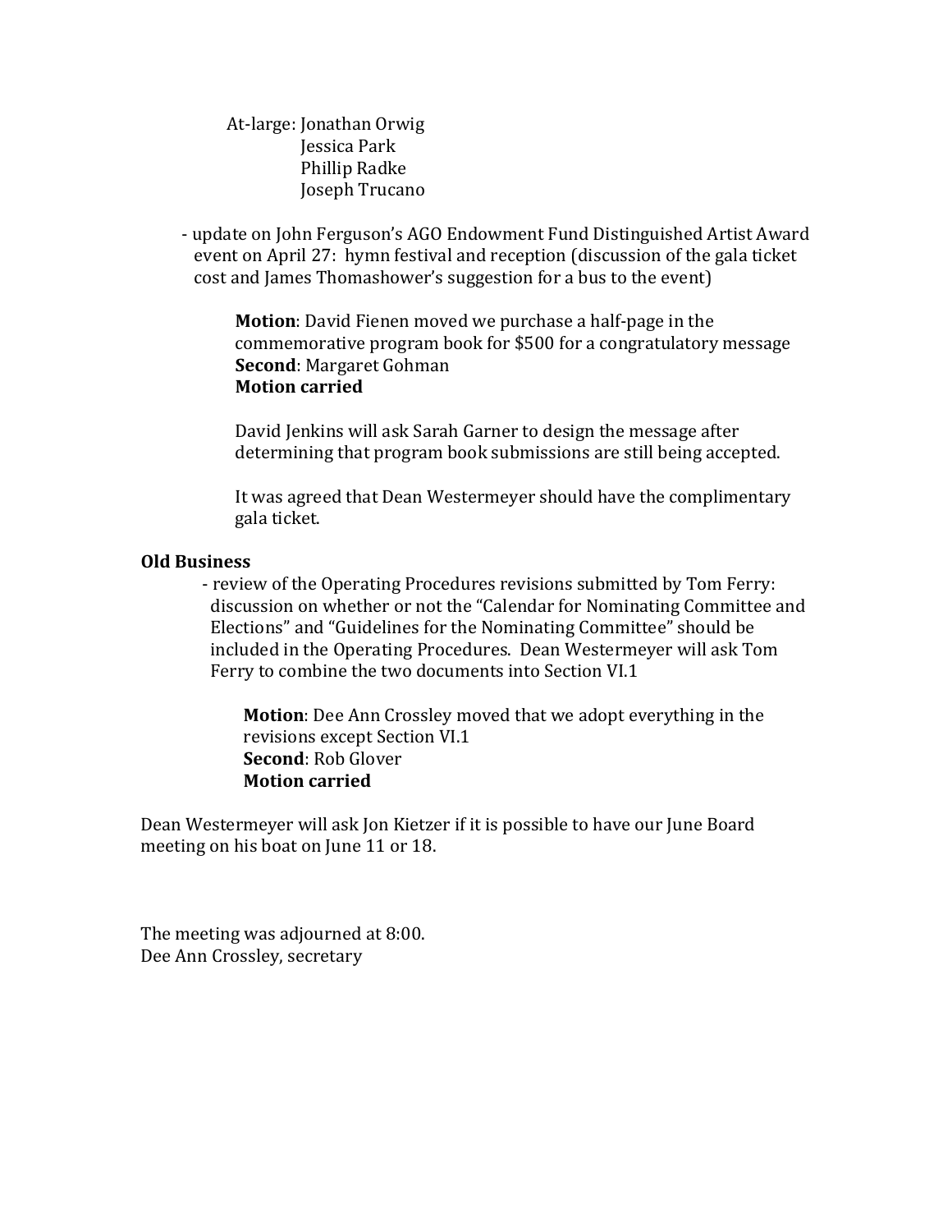At-large: Jonathan Orwig
Jessica Park
Phillip Radke
Joseph Trucano

- update on John Ferguson's AGO Endowment Fund Distinguished Artist Award event on April 27: hymn festival and reception (discussion of the gala ticket cost and James Thomashower's suggestion for a bus to the event)

  **Motion**: David Fienen moved we purchase a half-page in the commemorative program book for $500 for a congratulatory message
  **Second**: Margaret Gohman
  **Motion carried**

  David Jenkins will ask Sarah Garner to design the message after determining that program book submissions are still being accepted.

  It was agreed that Dean Westermeyer should have the complimentary gala ticket.

**Old Business**

- review of the Operating Procedures revisions submitted by Tom Ferry: discussion on whether or not the "Calendar for Nominating Committee and Elections" and "Guidelines for the Nominating Committee" should be included in the Operating Procedures. Dean Westermeyer will ask Tom Ferry to combine the two documents into Section VI.1

  **Motion**: Dee Ann Crossley moved that we adopt everything in the revisions except Section VI.1
  **Second**: Rob Glover
  **Motion carried**

Dean Westermeyer will ask Jon Kietzer if it is possible to have our June Board meeting on his boat on June 11 or 18.

The meeting was adjourned at 8:00.
Dee Ann Crossley, secretary